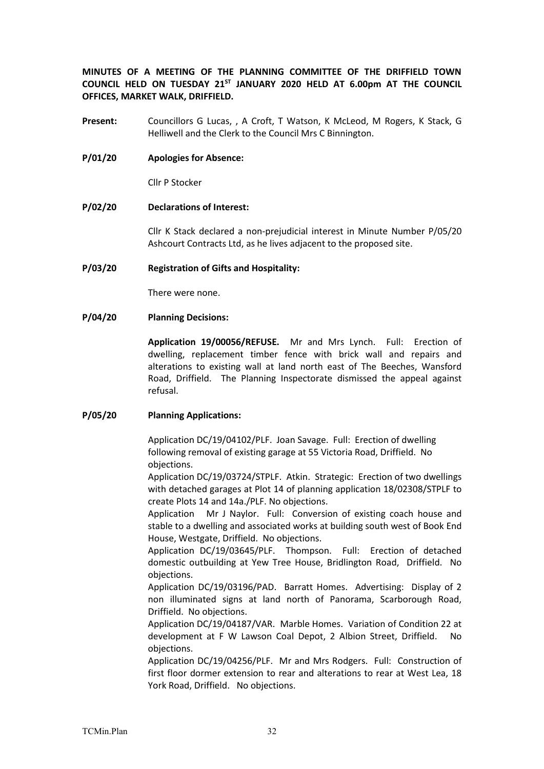**MINUTES OF A MEETING OF THE PLANNING COMMITTEE OF THE DRIFFIELD TOWN COUNCIL HELD ON TUESDAY 21ST JANUARY 2020 HELD AT 6.00pm AT THE COUNCIL OFFICES, MARKET WALK, DRIFFIELD.**

**Present:** Councillors G Lucas, , A Croft, T Watson, K McLeod, M Rogers, K Stack, G Helliwell and the Clerk to the Council Mrs C Binnington.

**P/01/20 Apologies for Absence:**

Cllr P Stocker

**P/02/20 Declarations of Interest:**

Cllr K Stack declared a non-prejudicial interest in Minute Number P/05/20 Ashcourt Contracts Ltd, as he lives adjacent to the proposed site.

**P/03/20 Registration of Gifts and Hospitality:**

There were none.

**P/04/20 Planning Decisions:**

**Application 19/00056/REFUSE.** Mr and Mrs Lynch. Full: Erection of dwelling, replacement timber fence with brick wall and repairs and alterations to existing wall at land north east of The Beeches, Wansford Road, Driffield. The Planning Inspectorate dismissed the appeal against refusal.

**P/05/20 Planning Applications:**

Application DC/19/04102/PLF. Joan Savage. Full: Erection of dwelling following removal of existing garage at 55 Victoria Road, Driffield. No objections.

Application DC/19/03724/STPLF. Atkin. Strategic: Erection of two dwellings with detached garages at Plot 14 of planning application 18/02308/STPLF to create Plots 14 and 14a./PLF. No objections.

Application Mr J Naylor. Full: Conversion of existing coach house and stable to a dwelling and associated works at building south west of Book End House, Westgate, Driffield. No objections.

Application DC/19/03645/PLF. Thompson. Full: Erection of detached domestic outbuilding at Yew Tree House, Bridlington Road, Driffield. No objections.

Application DC/19/03196/PAD. Barratt Homes. Advertising: Display of 2 non illuminated signs at land north of Panorama, Scarborough Road, Driffield. No objections.

Application DC/19/04187/VAR. Marble Homes. Variation of Condition 22 at development at F W Lawson Coal Depot, 2 Albion Street, Driffield. No objections.

Application DC/19/04256/PLF. Mr and Mrs Rodgers. Full: Construction of first floor dormer extension to rear and alterations to rear at West Lea, 18 York Road, Driffield. No objections.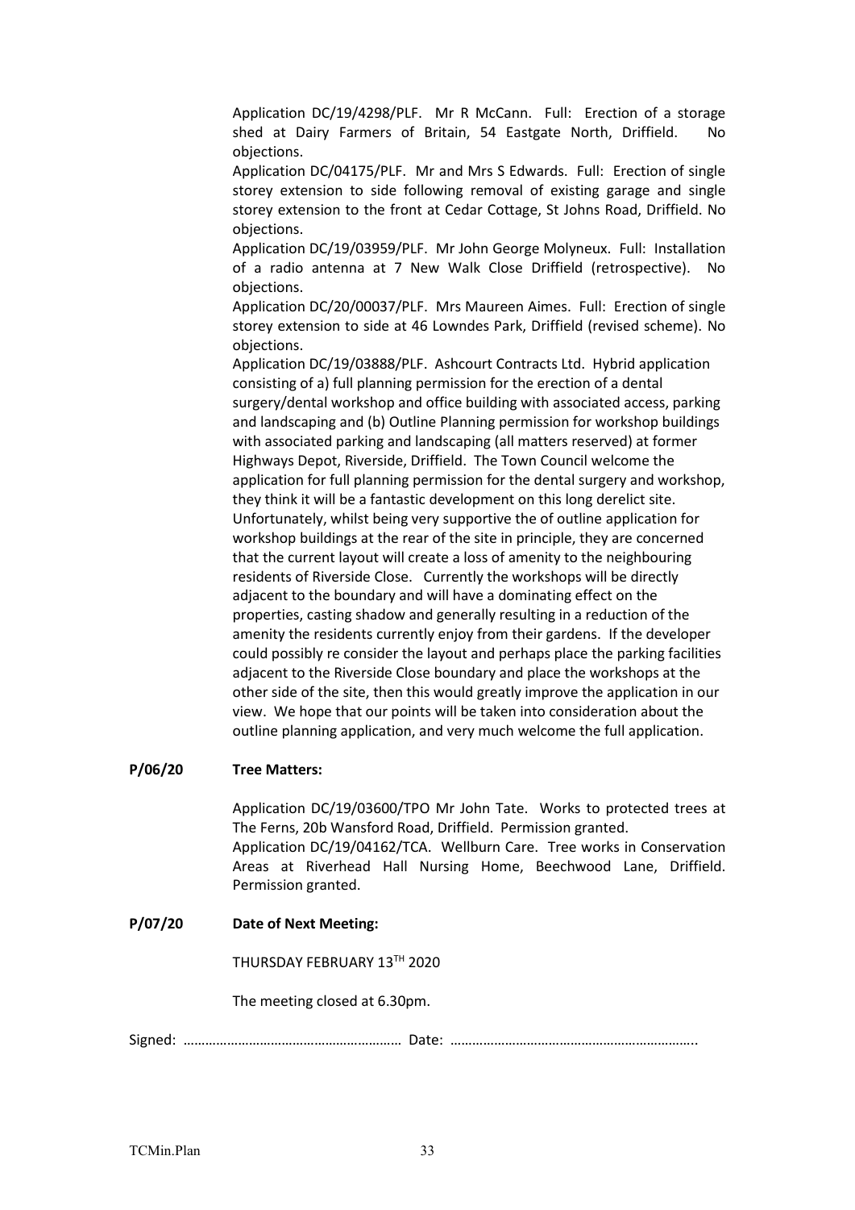Application DC/19/4298/PLF. Mr R McCann. Full: Erection of a storage shed at Dairy Farmers of Britain, 54 Eastgate North, Driffield. No objections.

Application DC/04175/PLF. Mr and Mrs S Edwards. Full: Erection of single storey extension to side following removal of existing garage and single storey extension to the front at Cedar Cottage, St Johns Road, Driffield. No objections.

Application DC/19/03959/PLF. Mr John George Molyneux. Full: Installation of a radio antenna at 7 New Walk Close Driffield (retrospective). No objections.

Application DC/20/00037/PLF. Mrs Maureen Aimes. Full: Erection of single storey extension to side at 46 Lowndes Park, Driffield (revised scheme). No objections.

Application DC/19/03888/PLF. Ashcourt Contracts Ltd. Hybrid application consisting of a) full planning permission for the erection of a dental surgery/dental workshop and office building with associated access, parking and landscaping and (b) Outline Planning permission for workshop buildings with associated parking and landscaping (all matters reserved) at former Highways Depot, Riverside, Driffield. The Town Council welcome the application for full planning permission for the dental surgery and workshop, they think it will be a fantastic development on this long derelict site. Unfortunately, whilst being very supportive the of outline application for workshop buildings at the rear of the site in principle, they are concerned that the current layout will create a loss of amenity to the neighbouring residents of Riverside Close. Currently the workshops will be directly adjacent to the boundary and will have a dominating effect on the properties, casting shadow and generally resulting in a reduction of the amenity the residents currently enjoy from their gardens. If the developer could possibly re consider the layout and perhaps place the parking facilities adjacent to the Riverside Close boundary and place the workshops at the other side of the site, then this would greatly improve the application in our view. We hope that our points will be taken into consideration about the outline planning application, and very much welcome the full application.

**P/06/20 Tree Matters:**

Application DC/19/03600/TPO Mr John Tate. Works to protected trees at The Ferns, 20b Wansford Road, Driffield. Permission granted.

Application DC/19/04162/TCA. Wellburn Care. Tree works in Conservation Areas at Riverhead Hall Nursing Home, Beechwood Lane, Driffield. Permission granted.

**P/07/20 Date of Next Meeting:**

THURSDAY FEBRUARY 13TH 2020

The meeting closed at 6.30pm.

Signed: …………………………………………………… Date: …………………………………………………………..

TCMin.Plan